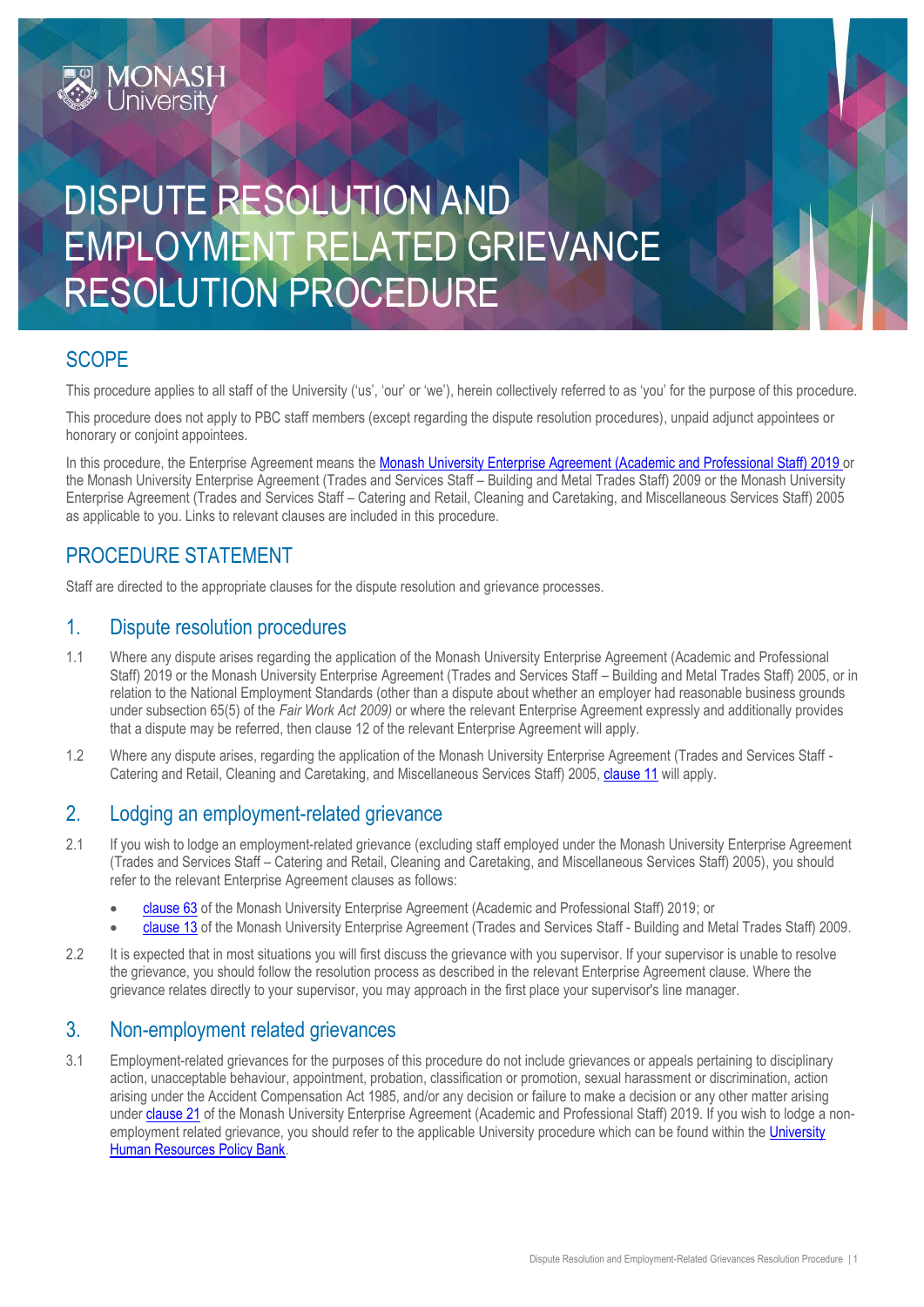# DISPUTE RESOLUTION AND EMPLOYMENT RELATED GRIEVANCE RESOLUTION PROCEDURE

## SCOPE

This procedure applies to all staff of the University ('us', 'our' or 'we'), herein collectively referred to as 'you' for the purpose of this procedure.

This procedure does not apply to PBC staff members (except regarding the dispute resolution procedures), unpaid adjunct appointees or honorary or conjoint appointees.

In this procedure, the Enterprise Agreement means the Monash University Enterprise Agreement (Academic and Professional Staff) 2019 or the Monash University Enterprise Agreement (Trades and Services Staff – Building and Metal Trades Staff) 2009 or the Monash University Enterprise Agreement (Trades and Services Staff – Catering and Retail, Cleaning and Caretaking, and Miscellaneous Services Staff) 2005 as applicable to you. Links to relevant clauses are included in this procedure.

## PROCEDURE STATEMENT

Staff are directed to the appropriate clauses for the dispute resolution and grievance processes.

### 1. Dispute resolution procedures

1.1 Where any dispute arises regarding the application of the Monash University Enterprise Agreement (Academic and Professional Staff) 2019 or the Monash University Enterprise Agreement (Trades and Services Staff – Building and Metal Trades Staff) 2005, or in relation to the National Employment Standards (other than a dispute about whether an employer had reasonable business grounds under subsection 65(5) of the *Fair Work Act 2009)* or where the relevant Enterprise Agreement expressly and additionally provides that a dispute may be referred, then clause 12 of the relevant Enterprise Agreement will apply.

1.2 Where any dispute arises, regarding the application of the Monash University Enterprise Agreement (Trades and Services Staff - Catering and Retail, Cleaning and Caretaking, and Miscellaneous Services Staff) 2005, clause 11 will apply.

### 2. Lodging an employment-related grievance

2.1 If you wish to lodge an employment-related grievance (excluding staff employed under the Monash University Enterprise Agreement (Trades and Services Staff – Catering and Retail, Cleaning and Caretaking, and Miscellaneous Services Staff) 2005), you should refer to the relevant Enterprise Agreement clauses as follows:

- clause 63 of the Monash University Enterprise Agreement (Academic and Professional Staff) 2019; or
- clause 13 of the Monash University Enterprise Agreement (Trades and Services Staff - Building and Metal Trades Staff) 2009.

2.2 It is expected that in most situations you will first discuss the grievance with you supervisor. If your supervisor is unable to resolve the grievance, you should follow the resolution process as described in the relevant Enterprise Agreement clause. Where the grievance relates directly to your supervisor, you may approach in the first place your supervisor's line manager.

### 3. Non-employment related grievances

3.1 Employment-related grievances for the purposes of this procedure do not include grievances or appeals pertaining to disciplinary action, unacceptable behaviour, appointment, probation, classification or promotion, sexual harassment or discrimination, action arising under the Accident Compensation Act 1985, and/or any decision or failure to make a decision or any other matter arising under clause 21 of the Monash University Enterprise Agreement (Academic and Professional Staff) 2019. If you wish to lodge a non-employment related grievance, you should refer to the applicable University procedure which can be found within the University Human Resources Policy Bank.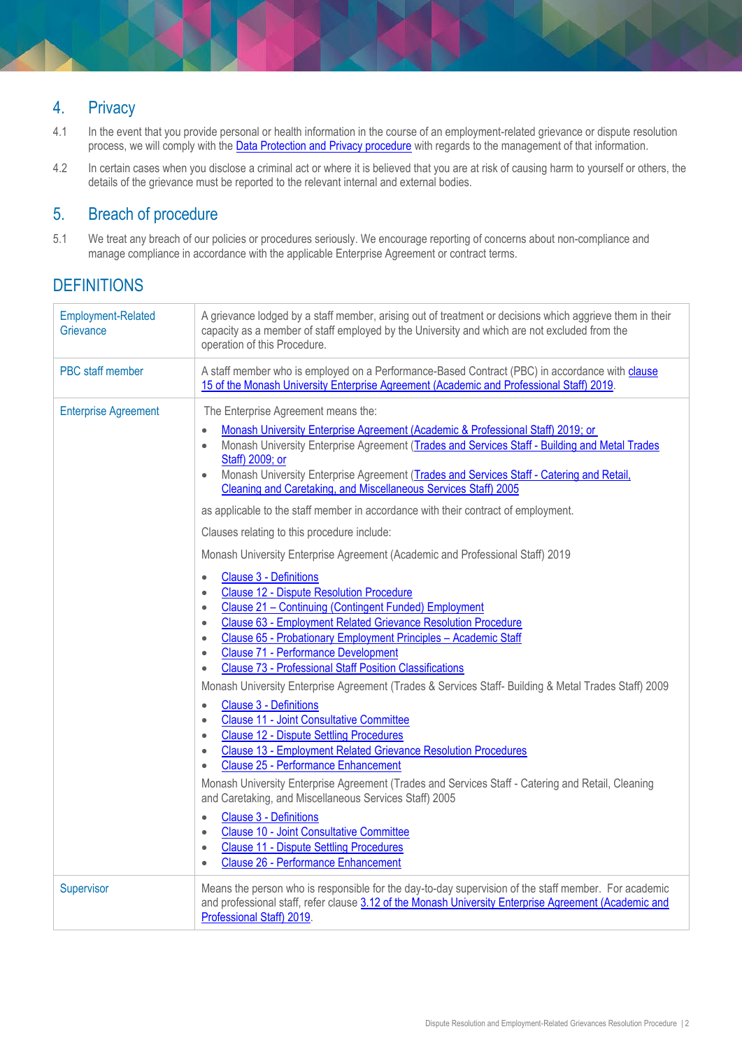## 4. Privacy

4.1 In the event that you provide personal or health information in the course of an employment-related grievance or dispute resolution process, we will comply with the Data Protection and Privacy procedure with regards to the management of that information.

4.2 In certain cases when you disclose a criminal act or where it is believed that you are at risk of causing harm to yourself or others, the details of the grievance must be reported to the relevant internal and external bodies.

## 5. Breach of procedure

5.1 We treat any breach of our policies or procedures seriously. We encourage reporting of concerns about non-compliance and manage compliance in accordance with the applicable Enterprise Agreement or contract terms.

## DEFINITIONS

| Term | Definition |
|---|---|
| Employment-Related Grievance | A grievance lodged by a staff member, arising out of treatment or decisions which aggrieve them in their capacity as a member of staff employed by the University and which are not excluded from the operation of this Procedure. |
| PBC staff member | A staff member who is employed on a Performance-Based Contract (PBC) in accordance with clause 15 of the Monash University Enterprise Agreement (Academic and Professional Staff) 2019. |
| Enterprise Agreement | The Enterprise Agreement means the:<br>• Monash University Enterprise Agreement (Academic & Professional Staff) 2019; or<br>• Monash University Enterprise Agreement (Trades and Services Staff - Building and Metal Trades Staff) 2009; or<br>• Monash University Enterprise Agreement (Trades and Services Staff - Catering and Retail, Cleaning and Caretaking, and Miscellaneous Services Staff) 2005<br><br>as applicable to the staff member in accordance with their contract of employment.<br><br>Clauses relating to this procedure include:<br><br>Monash University Enterprise Agreement (Academic and Professional Staff) 2019<br>• Clause 3 - Definitions<br>• Clause 12 - Dispute Resolution Procedure<br>• Clause 21 – Continuing (Contingent Funded) Employment<br>• Clause 63 - Employment Related Grievance Resolution Procedure<br>• Clause 65 - Probationary Employment Principles – Academic Staff<br>• Clause 71 - Performance Development<br>• Clause 73 - Professional Staff Position Classifications<br><br>Monash University Enterprise Agreement (Trades & Services Staff- Building & Metal Trades Staff) 2009<br>• Clause 3 - Definitions<br>• Clause 11 - Joint Consultative Committee<br>• Clause 12 - Dispute Settling Procedures<br>• Clause 13 - Employment Related Grievance Resolution Procedures<br>• Clause 25 - Performance Enhancement<br><br>Monash University Enterprise Agreement (Trades and Services Staff - Catering and Retail, Cleaning and Caretaking, and Miscellaneous Services Staff) 2005<br>• Clause 3 - Definitions<br>• Clause 10 - Joint Consultative Committee<br>• Clause 11 - Dispute Settling Procedures<br>• Clause 26 - Performance Enhancement |
| Supervisor | Means the person who is responsible for the day-to-day supervision of the staff member. For academic and professional staff, refer clause 3.12 of the Monash University Enterprise Agreement (Academic and Professional Staff) 2019. |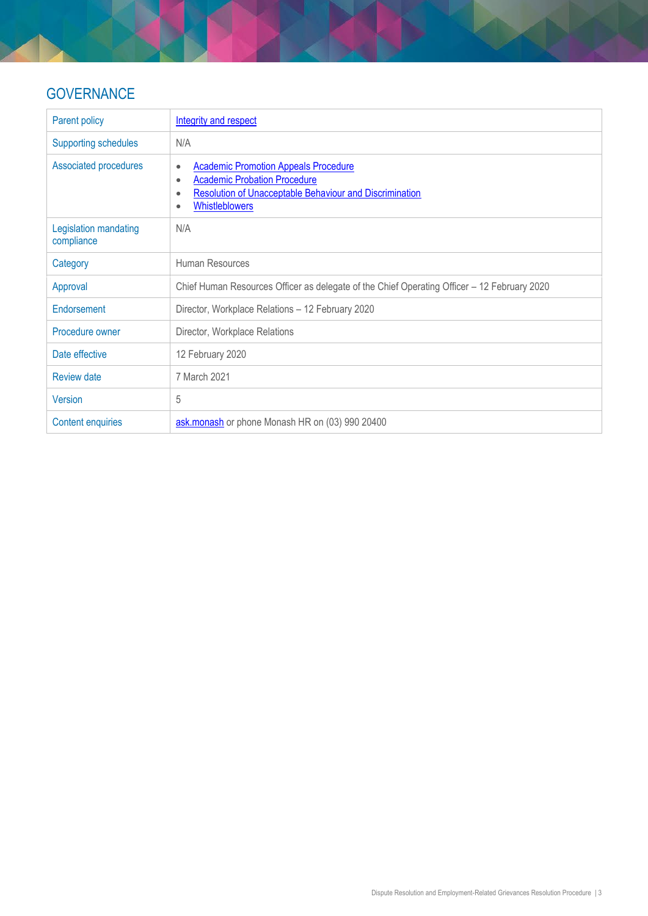## GOVERNANCE

| | |
|---|---|
| Parent policy | Integrity and respect |
| Supporting schedules | N/A |
| Associated procedures | • Academic Promotion Appeals Procedure<br>• Academic Probation Procedure<br>• Resolution of Unacceptable Behaviour and Discrimination<br>• Whistleblowers |
| Legislation mandating compliance | N/A |
| Category | Human Resources |
| Approval | Chief Human Resources Officer as delegate of the Chief Operating Officer – 12 February 2020 |
| Endorsement | Director, Workplace Relations – 12 February 2020 |
| Procedure owner | Director, Workplace Relations |
| Date effective | 12 February 2020 |
| Review date | 7 March 2021 |
| Version | 5 |
| Content enquiries | ask.monash or phone Monash HR on (03) 990 20400 |